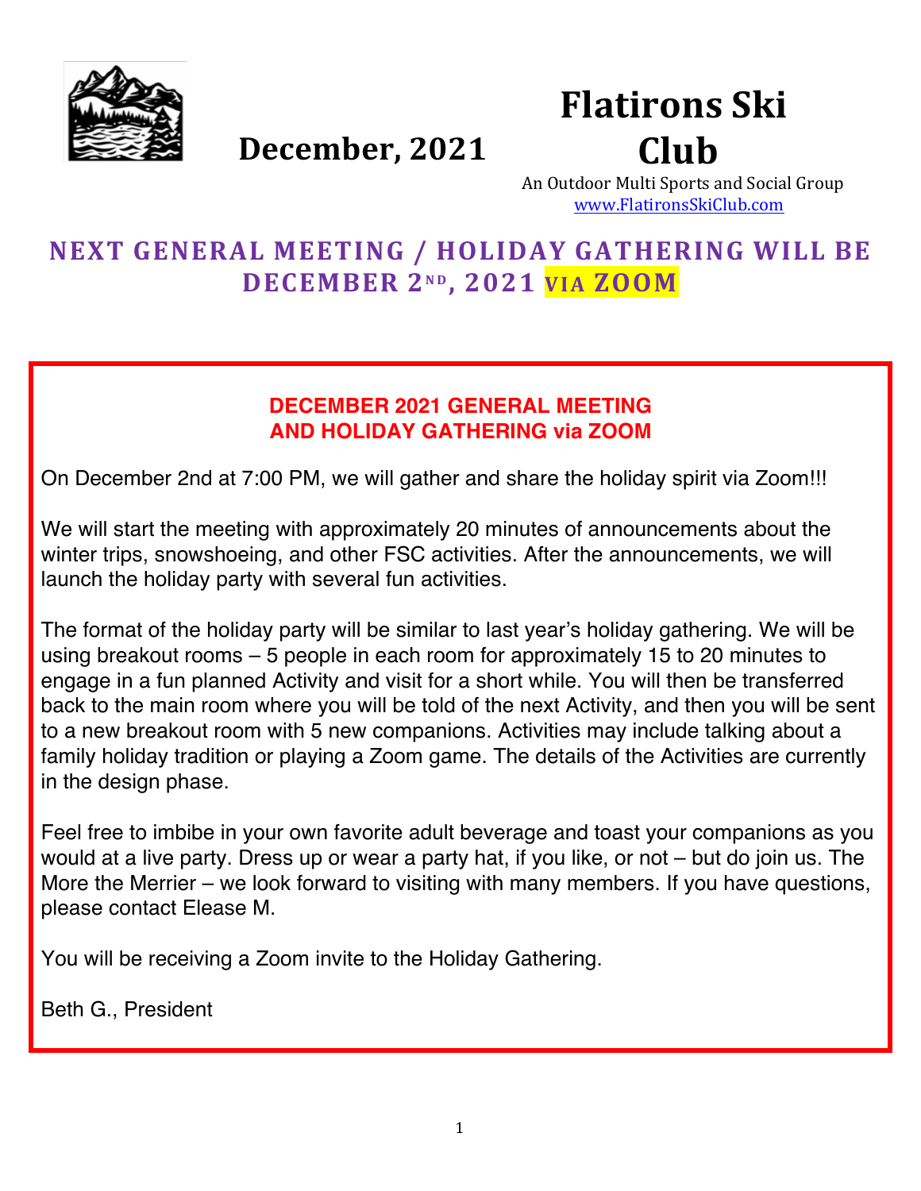# Flatirons Ski Club

An Outdoor Multi Sports and Social Group
www.FlatironsSkiClub.com

**December, 2021**

## NEXT GENERAL MEETING / HOLIDAY GATHERING WILL BE DECEMBER 2ND, 2021 VIA ZOOM

### DECEMBER 2021 GENERAL MEETING AND HOLIDAY GATHERING via ZOOM

On December 2nd at 7:00 PM, we will gather and share the holiday spirit via Zoom!!!

We will start the meeting with approximately 20 minutes of announcements about the winter trips, snowshoeing, and other FSC activities. After the announcements, we will launch the holiday party with several fun activities.

The format of the holiday party will be similar to last year's holiday gathering. We will be using breakout rooms – 5 people in each room for approximately 15 to 20 minutes to engage in a fun planned Activity and visit for a short while. You will then be transferred back to the main room where you will be told of the next Activity, and then you will be sent to a new breakout room with 5 new companions. Activities may include talking about a family holiday tradition or playing a Zoom game. The details of the Activities are currently in the design phase.

Feel free to imbibe in your own favorite adult beverage and toast your companions as you would at a live party. Dress up or wear a party hat, if you like, or not – but do join us. The More the Merrier – we look forward to visiting with many members. If you have questions, please contact Elease M.

You will be receiving a Zoom invite to the Holiday Gathering.

Beth G., President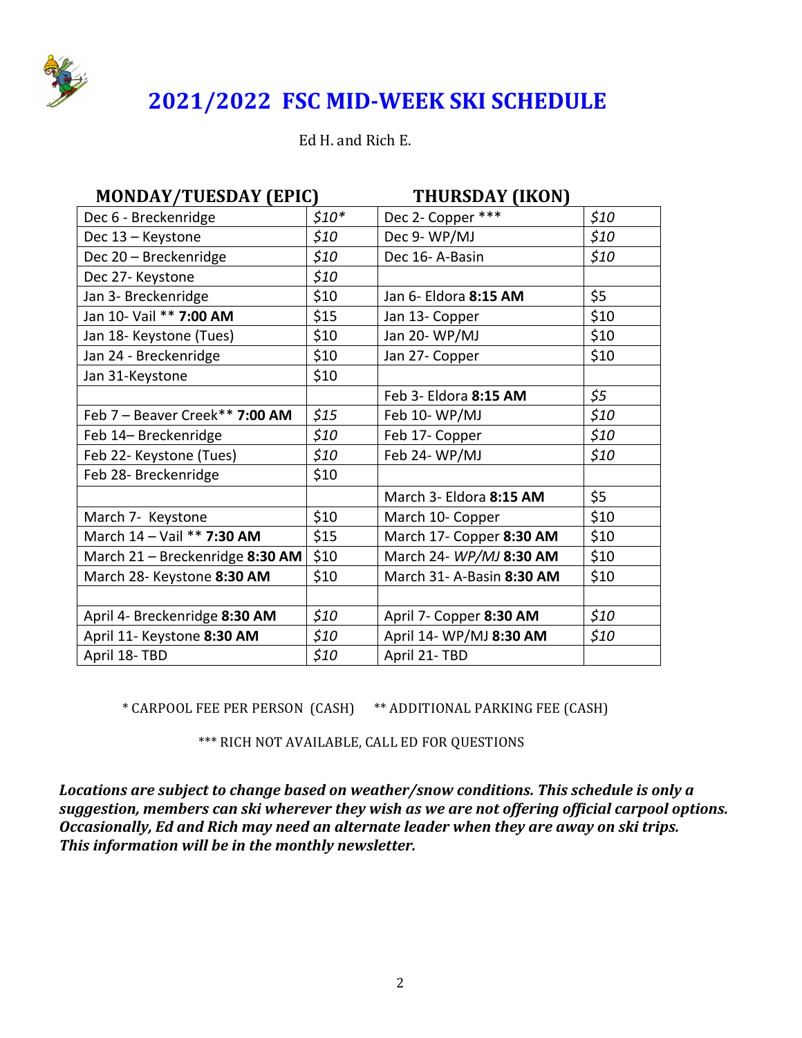# 2021/2022 FSC MID-WEEK SKI SCHEDULE

Ed H. and Rich E.

| MONDAY/TUESDAY (EPIC) | | THURSDAY (IKON) | |
|---|---|---|---|
| Dec 6 - Breckenridge | *$10** | Dec 2- Copper *** | *$10* |
| Dec 13 – Keystone | *$10* | Dec 9- WP/MJ | *$10* |
| Dec 20 – Breckenridge | *$10* | Dec 16- A-Basin | *$10* |
| Dec 27- Keystone | *$10* | | |
| Jan 3- Breckenridge | $10 | Jan 6- Eldora **8:15 AM** | $5 |
| Jan 10- Vail ** **7:00 AM** | $15 | Jan 13- Copper | $10 |
| Jan 18- Keystone (Tues) | $10 | Jan 20- WP/MJ | $10 |
| Jan 24 - Breckenridge | $10 | Jan 27- Copper | $10 |
| Jan 31-Keystone | $10 | | |
| | | Feb 3- Eldora **8:15 AM** | *$5* |
| Feb 7 – Beaver Creek** **7:00 AM** | *$15* | Feb 10- WP/MJ | *$10* |
| Feb 14– Breckenridge | *$10* | Feb 17- Copper | *$10* |
| Feb 22- Keystone (Tues) | *$10* | Feb 24- WP/MJ | *$10* |
| Feb 28- Breckenridge | $10 | | |
| | | March 3- Eldora **8:15 AM** | $5 |
| March 7- Keystone | $10 | March 10- Copper | $10 |
| March 14 – Vail ** **7:30 AM** | $15 | March 17- Copper **8:30 AM** | $10 |
| March 21 – Breckenridge **8:30 AM** | $10 | March 24- *WP/MJ* **8:30 AM** | $10 |
| March 28- Keystone **8:30 AM** | $10 | March 31- A-Basin **8:30 AM** | $10 |
| | | | |
| April 4- Breckenridge **8:30 AM** | *$10* | April 7- Copper **8:30 AM** | *$10* |
| April 11- Keystone **8:30 AM** | *$10* | April 14- WP/MJ **8:30 AM** | *$10* |
| April 18- TBD | *$10* | April 21- TBD | |

\* CARPOOL FEE PER PERSON (CASH) &nbsp;&nbsp;&nbsp; ** ADDITIONAL PARKING FEE (CASH)

*** RICH NOT AVAILABLE, CALL ED FOR QUESTIONS

***Locations are subject to change based on weather/snow conditions. This schedule is only a suggestion, members can ski wherever they wish as we are not offering official carpool options. Occasionally, Ed and Rich may need an alternate leader when they are away on ski trips. This information will be in the monthly newsletter.***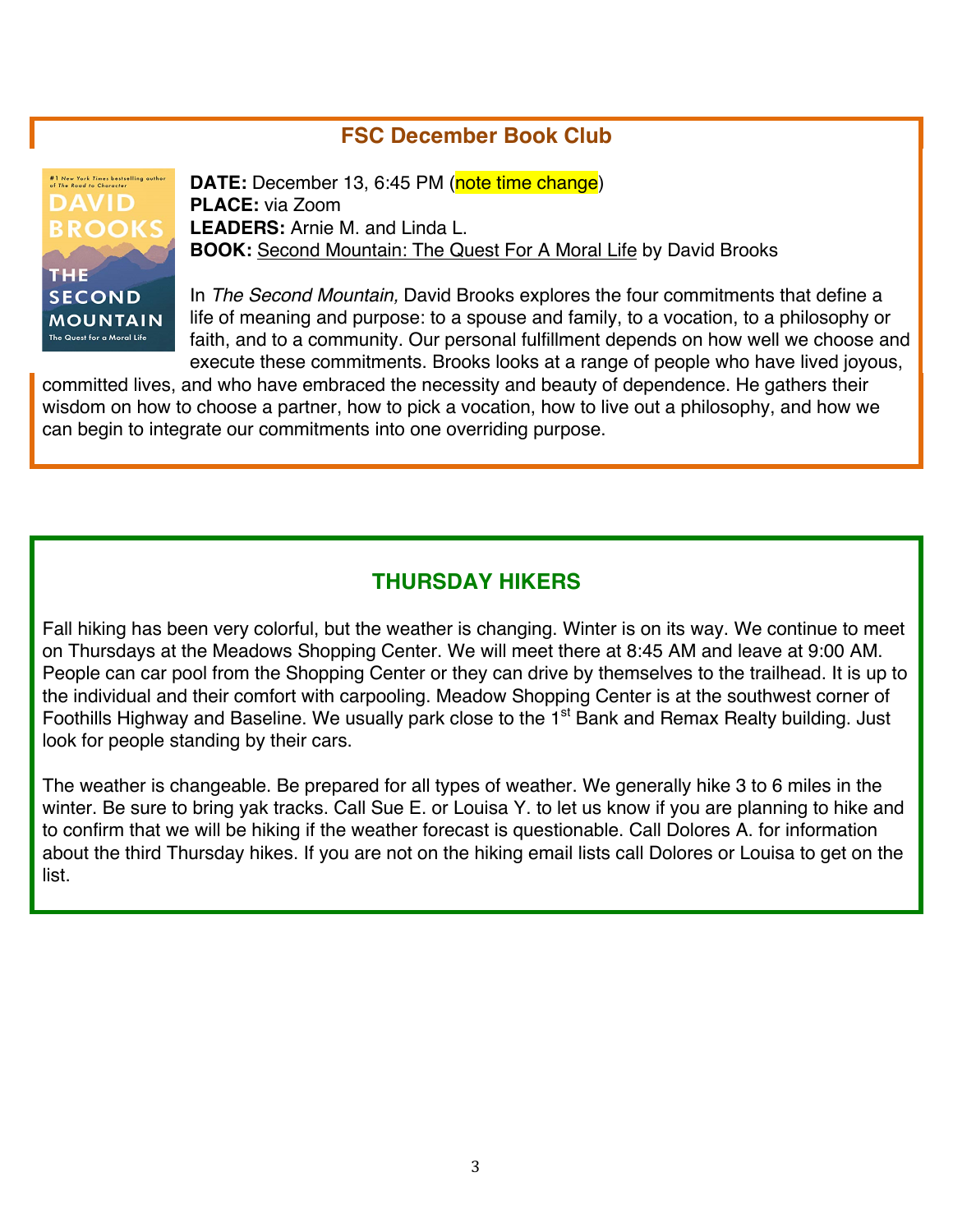## FSC December Book Club

**DATE:** December 13, 6:45 PM (note time change)
**PLACE:** via Zoom
**LEADERS:** Arnie M. and Linda L.
**BOOK:** Second Mountain: The Quest For A Moral Life by David Brooks

In *The Second Mountain,* David Brooks explores the four commitments that define a life of meaning and purpose: to a spouse and family, to a vocation, to a philosophy or faith, and to a community. Our personal fulfillment depends on how well we choose and execute these commitments. Brooks looks at a range of people who have lived joyous, committed lives, and who have embraced the necessity and beauty of dependence. He gathers their wisdom on how to choose a partner, how to pick a vocation, how to live out a philosophy, and how we can begin to integrate our commitments into one overriding purpose.

## THURSDAY HIKERS

Fall hiking has been very colorful, but the weather is changing. Winter is on its way. We continue to meet on Thursdays at the Meadows Shopping Center. We will meet there at 8:45 AM and leave at 9:00 AM. People can car pool from the Shopping Center or they can drive by themselves to the trailhead. It is up to the individual and their comfort with carpooling. Meadow Shopping Center is at the southwest corner of Foothills Highway and Baseline. We usually park close to the 1st Bank and Remax Realty building. Just look for people standing by their cars.

The weather is changeable. Be prepared for all types of weather. We generally hike 3 to 6 miles in the winter. Be sure to bring yak tracks. Call Sue E. or Louisa Y. to let us know if you are planning to hike and to confirm that we will be hiking if the weather forecast is questionable. Call Dolores A. for information about the third Thursday hikes. If you are not on the hiking email lists call Dolores or Louisa to get on the list.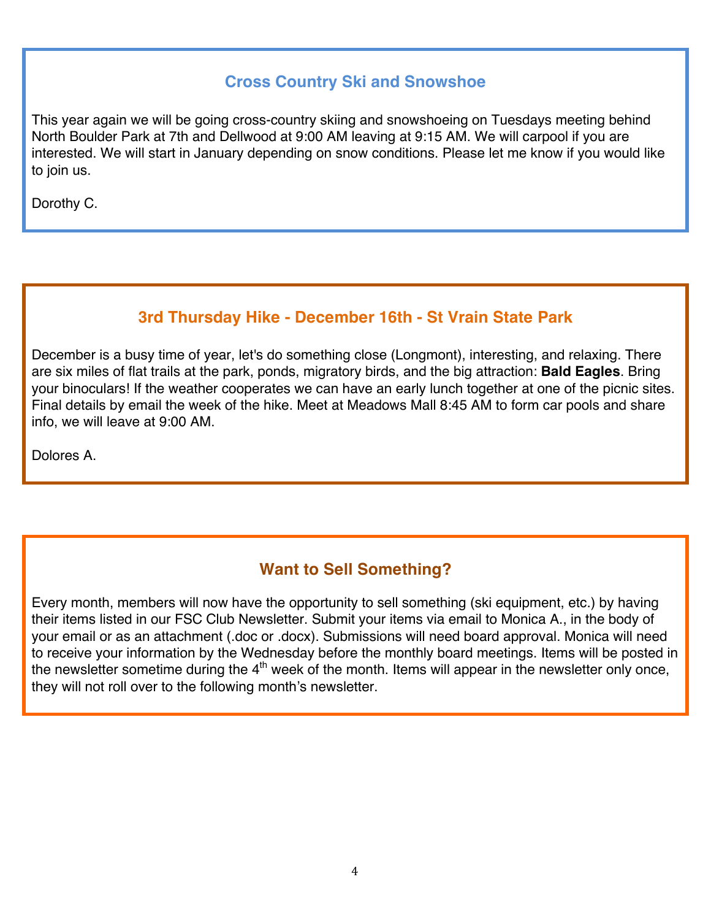## Cross Country Ski and Snowshoe

This year again we will be going cross-country skiing and snowshoeing on Tuesdays meeting behind North Boulder Park at 7th and Dellwood at 9:00 AM leaving at 9:15 AM. We will carpool if you are interested. We will start in January depending on snow conditions. Please let me know if you would like to join us.

Dorothy C.

## 3rd Thursday Hike - December 16th - St Vrain State Park

December is a busy time of year, let's do something close (Longmont), interesting, and relaxing. There are six miles of flat trails at the park, ponds, migratory birds, and the big attraction: **Bald Eagles**. Bring your binoculars! If the weather cooperates we can have an early lunch together at one of the picnic sites. Final details by email the week of the hike. Meet at Meadows Mall 8:45 AM to form car pools and share info, we will leave at 9:00 AM.

Dolores A.

## Want to Sell Something?

Every month, members will now have the opportunity to sell something (ski equipment, etc.) by having their items listed in our FSC Club Newsletter. Submit your items via email to Monica A., in the body of your email or as an attachment (.doc or .docx). Submissions will need board approval. Monica will need to receive your information by the Wednesday before the monthly board meetings. Items will be posted in the newsletter sometime during the 4th week of the month. Items will appear in the newsletter only once, they will not roll over to the following month's newsletter.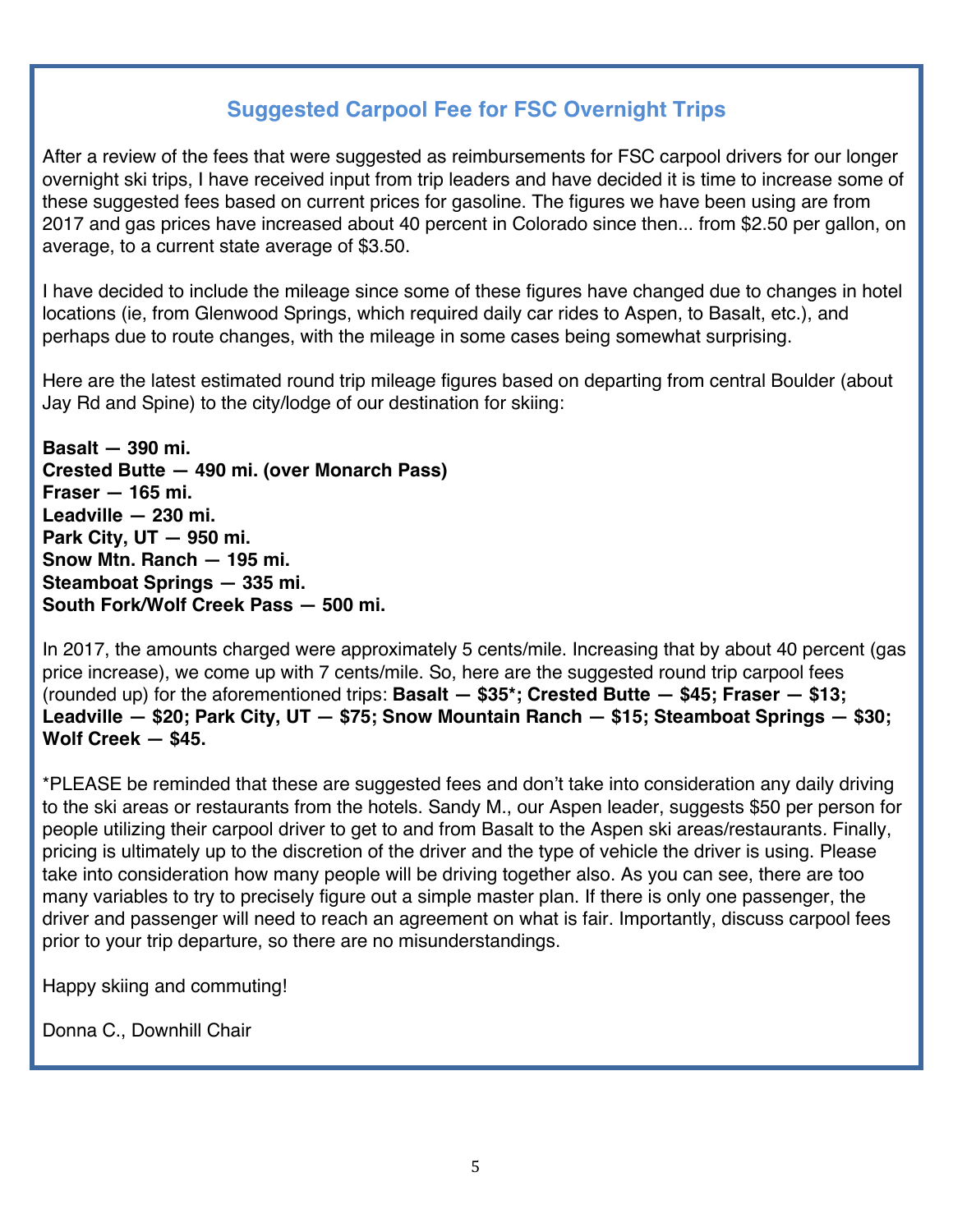## Suggested Carpool Fee for FSC Overnight Trips

After a review of the fees that were suggested as reimbursements for FSC carpool drivers for our longer overnight ski trips, I have received input from trip leaders and have decided it is time to increase some of these suggested fees based on current prices for gasoline. The figures we have been using are from 2017 and gas prices have increased about 40 percent in Colorado since then... from $2.50 per gallon, on average, to a current state average of $3.50.

I have decided to include the mileage since some of these figures have changed due to changes in hotel locations (ie, from Glenwood Springs, which required daily car rides to Aspen, to Basalt, etc.), and perhaps due to route changes, with the mileage in some cases being somewhat surprising.

Here are the latest estimated round trip mileage figures based on departing from central Boulder (about Jay Rd and Spine) to the city/lodge of our destination for skiing:

**Basalt — 390 mi.**
**Crested Butte — 490 mi. (over Monarch Pass)**
**Fraser — 165 mi.**
**Leadville — 230 mi.**
**Park City, UT — 950 mi.**
**Snow Mtn. Ranch — 195 mi.**
**Steamboat Springs — 335 mi.**
**South Fork/Wolf Creek Pass — 500 mi.**

In 2017, the amounts charged were approximately 5 cents/mile. Increasing that by about 40 percent (gas price increase), we come up with 7 cents/mile. So, here are the suggested round trip carpool fees (rounded up) for the aforementioned trips: **Basalt — $35*; Crested Butte — $45; Fraser — $13; Leadville — $20; Park City, UT — $75; Snow Mountain Ranch — $15; Steamboat Springs — $30; Wolf Creek — $45.**

*PLEASE be reminded that these are suggested fees and don't take into consideration any daily driving to the ski areas or restaurants from the hotels. Sandy M., our Aspen leader, suggests $50 per person for people utilizing their carpool driver to get to and from Basalt to the Aspen ski areas/restaurants. Finally, pricing is ultimately up to the discretion of the driver and the type of vehicle the driver is using. Please take into consideration how many people will be driving together also. As you can see, there are too many variables to try to precisely figure out a simple master plan. If there is only one passenger, the driver and passenger will need to reach an agreement on what is fair. Importantly, discuss carpool fees prior to your trip departure, so there are no misunderstandings.

Happy skiing and commuting!

Donna C., Downhill Chair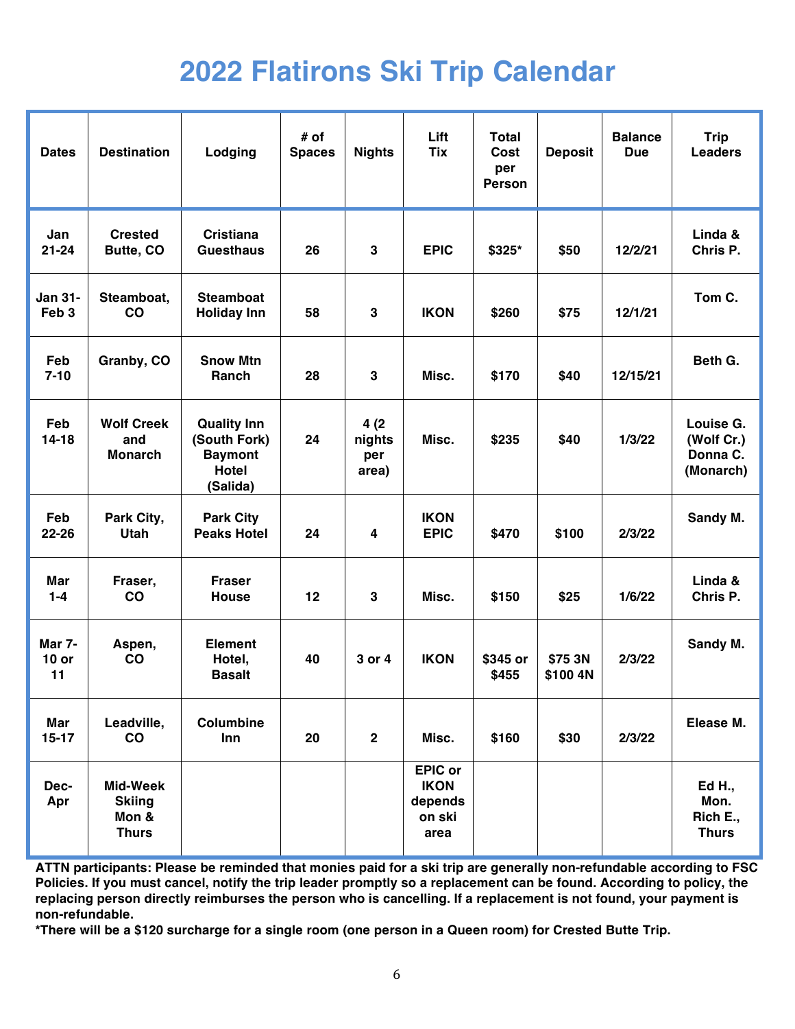# 2022 Flatirons Ski Trip Calendar

| Dates | Destination | Lodging | # of Spaces | Nights | Lift Tix | Total Cost per Person | Deposit | Balance Due | Trip Leaders |
|---|---|---|---|---|---|---|---|---|---|
| Jan 21-24 | Crested Butte, CO | Cristiana Guesthaus | 26 | 3 | EPIC | $325* | $50 | 12/2/21 | Linda & Chris P. |
| Jan 31-Feb 3 | Steamboat, CO | Steamboat Holiday Inn | 58 | 3 | IKON | $260 | $75 | 12/1/21 | Tom C. |
| Feb 7-10 | Granby, CO | Snow Mtn Ranch | 28 | 3 | Misc. | $170 | $40 | 12/15/21 | Beth G. |
| Feb 14-18 | Wolf Creek and Monarch | Quality Inn (South Fork) Baymont Hotel (Salida) | 24 | 4 (2 nights per area) | Misc. | $235 | $40 | 1/3/22 | Louise G. (Wolf Cr.) Donna C. (Monarch) |
| Feb 22-26 | Park City, Utah | Park City Peaks Hotel | 24 | 4 | IKON EPIC | $470 | $100 | 2/3/22 | Sandy M. |
| Mar 1-4 | Fraser, CO | Fraser House | 12 | 3 | Misc. | $150 | $25 | 1/6/22 | Linda & Chris P. |
| Mar 7-10 or 11 | Aspen, CO | Element Hotel, Basalt | 40 | 3 or 4 | IKON | $345 or $455 | $75 3N $100 4N | 2/3/22 | Sandy M. |
| Mar 15-17 | Leadville, CO | Columbine Inn | 20 | 2 | Misc. | $160 | $30 | 2/3/22 | Elease M. |
| Dec-Apr | Mid-Week Skiing Mon & Thurs | | | | EPIC or IKON depends on ski area | | | | Ed H., Mon. Rich E., Thurs |

**ATTN participants: Please be reminded that monies paid for a ski trip are generally non-refundable according to FSC Policies. If you must cancel, notify the trip leader promptly so a replacement can be found. According to policy, the replacing person directly reimburses the person who is cancelling. If a replacement is not found, your payment is non-refundable.**

**\*There will be a $120 surcharge for a single room (one person in a Queen room) for Crested Butte Trip.**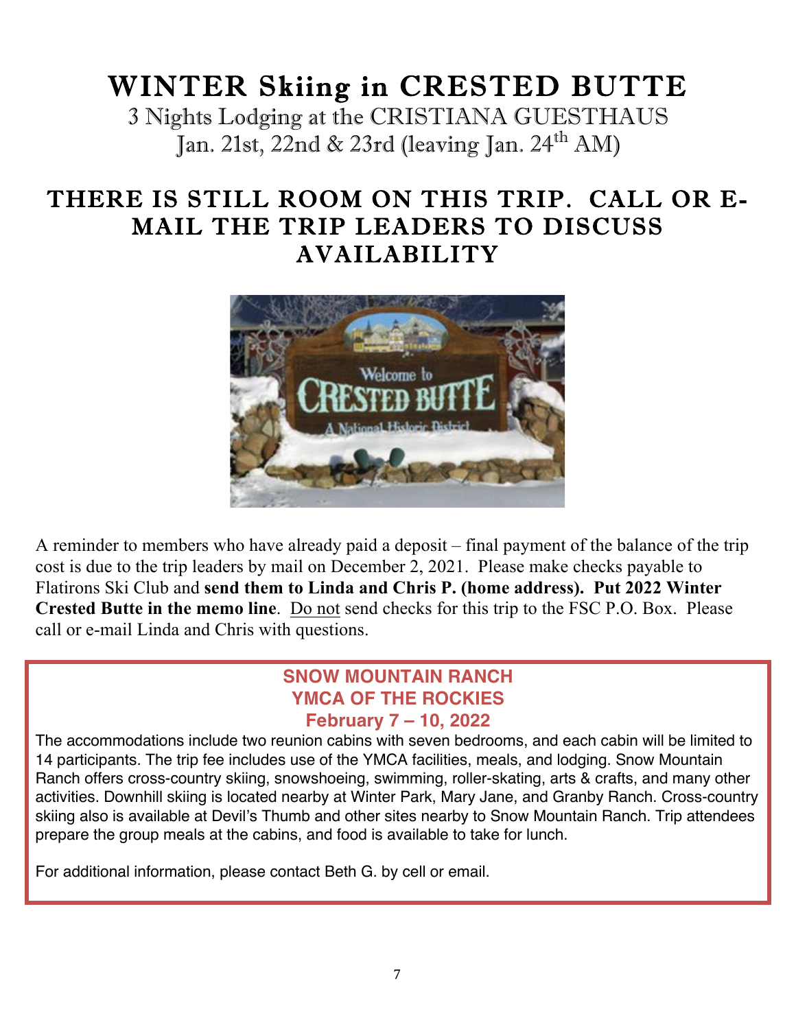# WINTER Skiing in CRESTED BUTTE

3 Nights Lodging at the CRISTIANA GUESTHAUS
Jan. 21st, 22nd & 23rd (leaving Jan. 24th AM)

## THERE IS STILL ROOM ON THIS TRIP. CALL OR E-MAIL THE TRIP LEADERS TO DISCUSS AVAILABILITY

A reminder to members who have already paid a deposit – final payment of the balance of the trip cost is due to the trip leaders by mail on December 2, 2021. Please make checks payable to Flatirons Ski Club and **send them to Linda and Chris P. (home address). Put 2022 Winter Crested Butte in the memo line**. Do not send checks for this trip to the FSC P.O. Box. Please call or e-mail Linda and Chris with questions.

## SNOW MOUNTAIN RANCH
## YMCA OF THE ROCKIES
### February 7 – 10, 2022

The accommodations include two reunion cabins with seven bedrooms, and each cabin will be limited to 14 participants. The trip fee includes use of the YMCA facilities, meals, and lodging. Snow Mountain Ranch offers cross-country skiing, snowshoeing, swimming, roller-skating, arts & crafts, and many other activities. Downhill skiing is located nearby at Winter Park, Mary Jane, and Granby Ranch. Cross-country skiing also is available at Devil's Thumb and other sites nearby to Snow Mountain Ranch. Trip attendees prepare the group meals at the cabins, and food is available to take for lunch.

For additional information, please contact Beth G. by cell or email.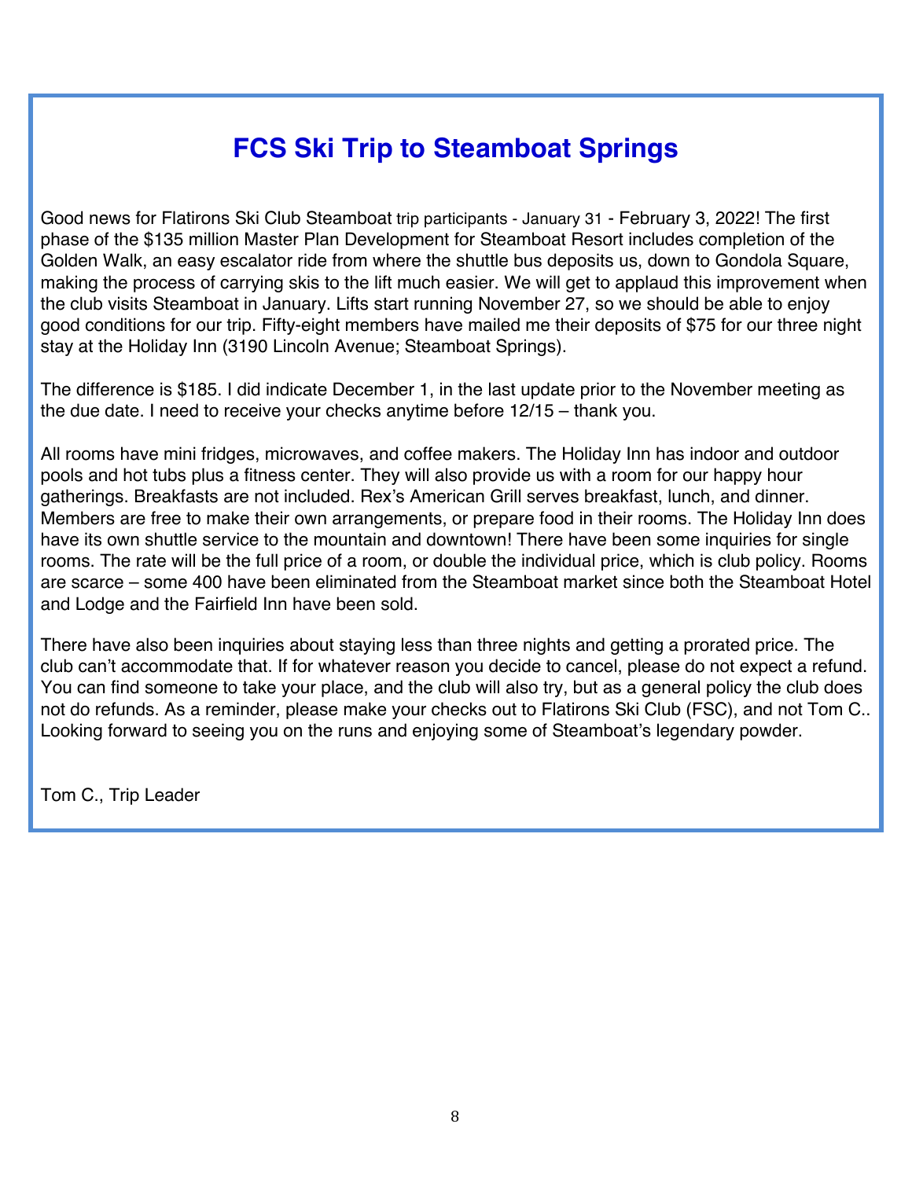# FCS Ski Trip to Steamboat Springs

Good news for Flatirons Ski Club Steamboat trip participants - January 31 - February 3, 2022! The first phase of the $135 million Master Plan Development for Steamboat Resort includes completion of the Golden Walk, an easy escalator ride from where the shuttle bus deposits us, down to Gondola Square, making the process of carrying skis to the lift much easier. We will get to applaud this improvement when the club visits Steamboat in January. Lifts start running November 27, so we should be able to enjoy good conditions for our trip. Fifty-eight members have mailed me their deposits of $75 for our three night stay at the Holiday Inn (3190 Lincoln Avenue; Steamboat Springs).

The difference is $185. I did indicate December 1, in the last update prior to the November meeting as the due date. I need to receive your checks anytime before 12/15 – thank you.

All rooms have mini fridges, microwaves, and coffee makers. The Holiday Inn has indoor and outdoor pools and hot tubs plus a fitness center. They will also provide us with a room for our happy hour gatherings. Breakfasts are not included. Rex's American Grill serves breakfast, lunch, and dinner. Members are free to make their own arrangements, or prepare food in their rooms. The Holiday Inn does have its own shuttle service to the mountain and downtown! There have been some inquiries for single rooms. The rate will be the full price of a room, or double the individual price, which is club policy. Rooms are scarce – some 400 have been eliminated from the Steamboat market since both the Steamboat Hotel and Lodge and the Fairfield Inn have been sold.

There have also been inquiries about staying less than three nights and getting a prorated price. The club can't accommodate that. If for whatever reason you decide to cancel, please do not expect a refund. You can find someone to take your place, and the club will also try, but as a general policy the club does not do refunds. As a reminder, please make your checks out to Flatirons Ski Club (FSC), and not Tom C.. Looking forward to seeing you on the runs and enjoying some of Steamboat's legendary powder.

Tom C., Trip Leader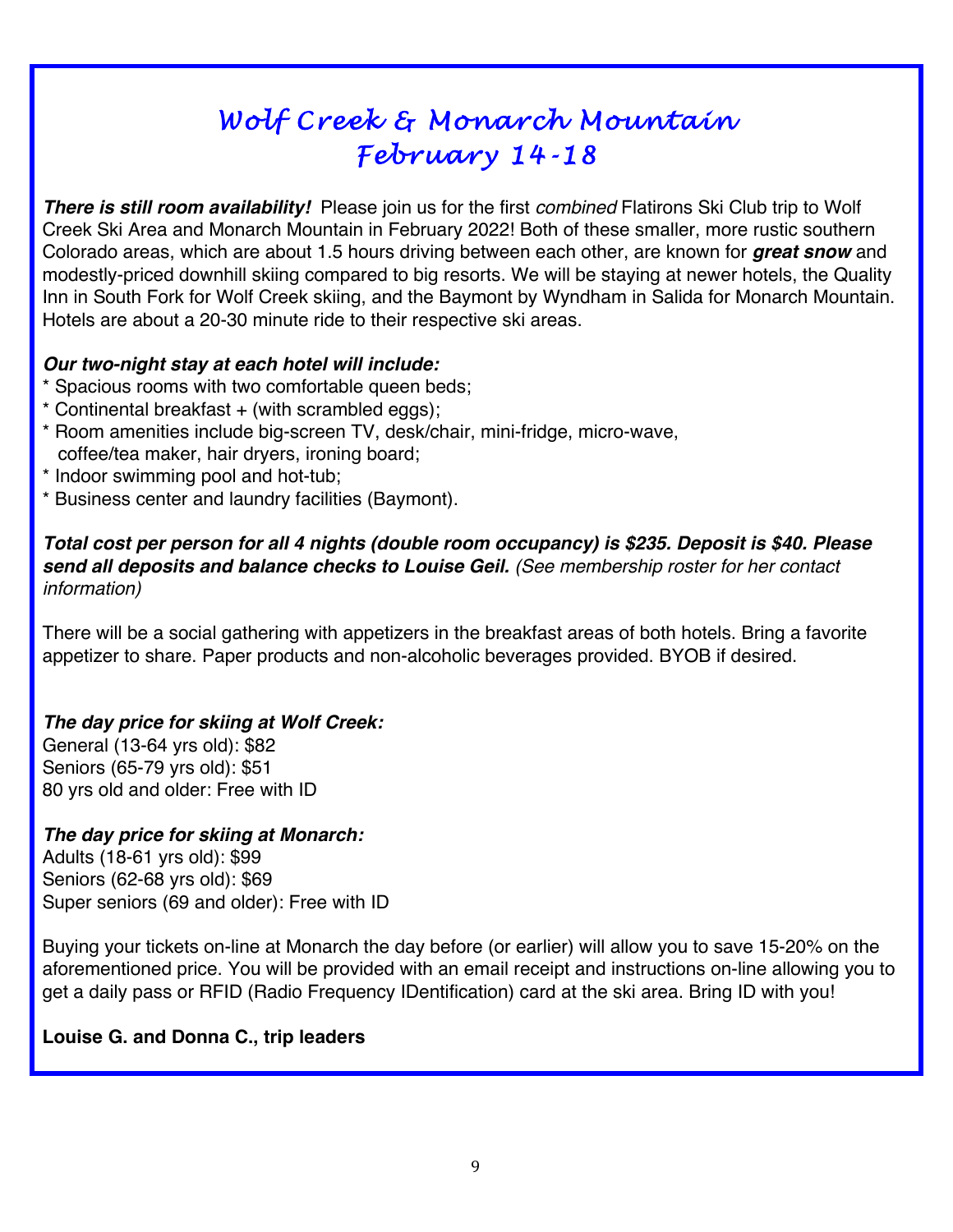# *Wolf Creek & Monarch Mountain*
# *February 14-18*

***There is still room availability!*** Please join us for the first *combined* Flatirons Ski Club trip to Wolf Creek Ski Area and Monarch Mountain in February 2022! Both of these smaller, more rustic southern Colorado areas, which are about 1.5 hours driving between each other, are known for ***great snow*** and modestly-priced downhill skiing compared to big resorts. We will be staying at newer hotels, the Quality Inn in South Fork for Wolf Creek skiing, and the Baymont by Wyndham in Salida for Monarch Mountain. Hotels are about a 20-30 minute ride to their respective ski areas.

***Our two-night stay at each hotel will include:***

* Spacious rooms with two comfortable queen beds;
* Continental breakfast + (with scrambled eggs);
* Room amenities include big-screen TV, desk/chair, mini-fridge, micro-wave, coffee/tea maker, hair dryers, ironing board;
* Indoor swimming pool and hot-tub;
* Business center and laundry facilities (Baymont).

***Total cost per person for all 4 nights (double room occupancy) is $235. Deposit is $40. Please send all deposits and balance checks to Louise Geil.*** *(See membership roster for her contact information)*

There will be a social gathering with appetizers in the breakfast areas of both hotels. Bring a favorite appetizer to share. Paper products and non-alcoholic beverages provided. BYOB if desired.

***The day price for skiing at Wolf Creek:***
General (13-64 yrs old): $82
Seniors (65-79 yrs old): $51
80 yrs old and older: Free with ID

***The day price for skiing at Monarch:***
Adults (18-61 yrs old): $99
Seniors (62-68 yrs old): $69
Super seniors (69 and older): Free with ID

Buying your tickets on-line at Monarch the day before (or earlier) will allow you to save 15-20% on the aforementioned price. You will be provided with an email receipt and instructions on-line allowing you to get a daily pass or RFID (Radio Frequency IDentification) card at the ski area. Bring ID with you!

**Louise G. and Donna C., trip leaders**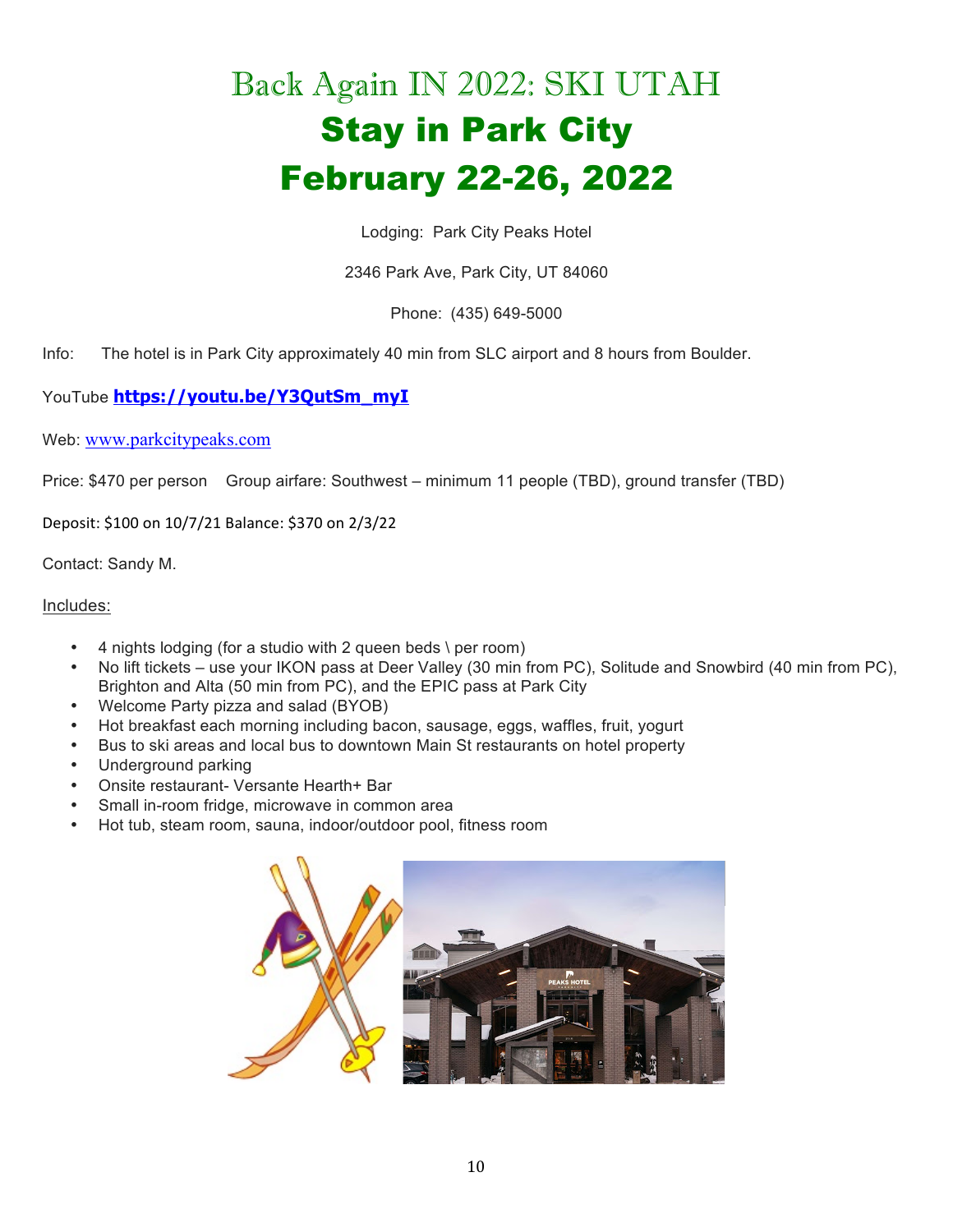# Back Again IN 2022: SKI UTAH

# Stay in Park City

# February 22-26, 2022

Lodging: Park City Peaks Hotel

2346 Park Ave, Park City, UT 84060

Phone: (435) 649-5000

Info: The hotel is in Park City approximately 40 min from SLC airport and 8 hours from Boulder.

YouTube **https://youtu.be/Y3QutSm_myI**

Web: www.parkcitypeaks.com

Price: $470 per person Group airfare: Southwest – minimum 11 people (TBD), ground transfer (TBD)

Deposit: $100 on 10/7/21 Balance: $370 on 2/3/22

Contact: Sandy M.

Includes:

- 4 nights lodging (for a studio with 2 queen beds \ per room)
- No lift tickets – use your IKON pass at Deer Valley (30 min from PC), Solitude and Snowbird (40 min from PC), Brighton and Alta (50 min from PC), and the EPIC pass at Park City
- Welcome Party pizza and salad (BYOB)
- Hot breakfast each morning including bacon, sausage, eggs, waffles, fruit, yogurt
- Bus to ski areas and local bus to downtown Main St restaurants on hotel property
- Underground parking
- Onsite restaurant- Versante Hearth+ Bar
- Small in-room fridge, microwave in common area
- Hot tub, steam room, sauna, indoor/outdoor pool, fitness room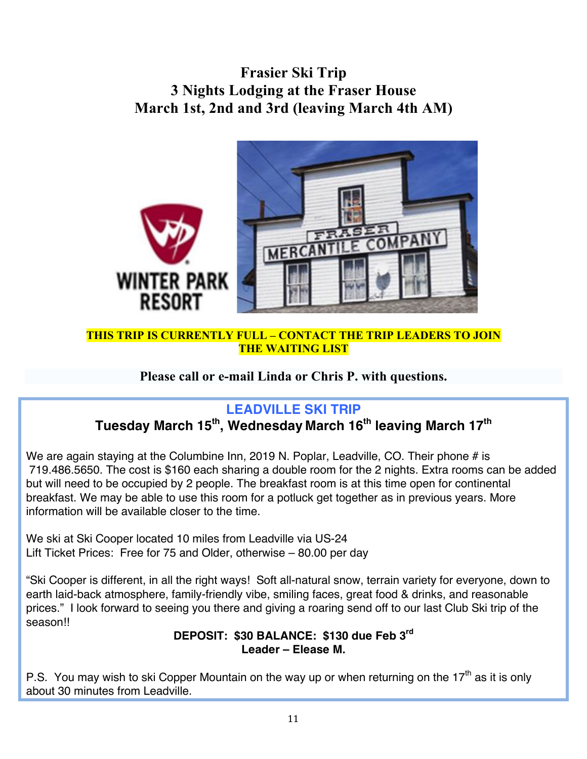# Frasier Ski Trip
## 3 Nights Lodging at the Fraser House
## March 1st, 2nd and 3rd (leaving March 4th AM)

**THIS TRIP IS CURRENTLY FULL – CONTACT THE TRIP LEADERS TO JOIN THE WAITING LIST**

**Please call or e-mail Linda or Chris P. with questions.**

## LEADVILLE SKI TRIP
### Tuesday March 15th, Wednesday March 16th leaving March 17th

We are again staying at the Columbine Inn, 2019 N. Poplar, Leadville, CO. Their phone # is 719.486.5650. The cost is $160 each sharing a double room for the 2 nights. Extra rooms can be added but will need to be occupied by 2 people. The breakfast room is at this time open for continental breakfast. We may be able to use this room for a potluck get together as in previous years. More information will be available closer to the time.

We ski at Ski Cooper located 10 miles from Leadville via US-24
Lift Ticket Prices: Free for 75 and Older, otherwise – 80.00 per day

"Ski Cooper is different, in all the right ways! Soft all-natural snow, terrain variety for everyone, down to earth laid-back atmosphere, family-friendly vibe, smiling faces, great food & drinks, and reasonable prices." I look forward to seeing you there and giving a roaring send off to our last Club Ski trip of the season!!

**DEPOSIT: $30 BALANCE: $130 due Feb 3rd**
**Leader – Elease M.**

P.S. You may wish to ski Copper Mountain on the way up or when returning on the 17th as it is only about 30 minutes from Leadville.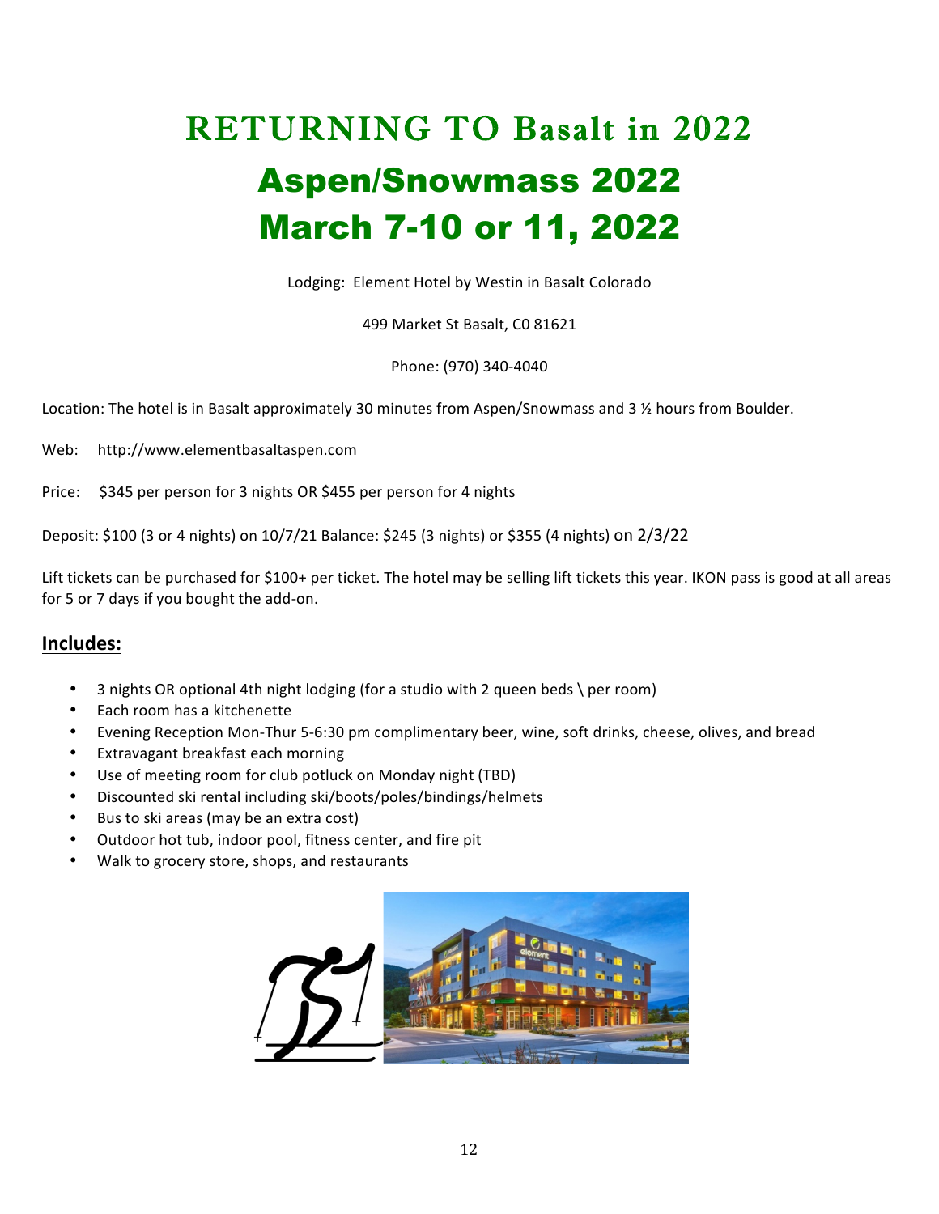# RETURNING TO Basalt in 2022

# Aspen/Snowmass 2022

# March 7-10 or 11, 2022

Lodging: Element Hotel by Westin in Basalt Colorado

499 Market St Basalt, C0 81621

Phone: (970) 340-4040

Location: The hotel is in Basalt approximately 30 minutes from Aspen/Snowmass and 3 ½ hours from Boulder.

Web: http://www.elementbasaltaspen.com

Price: $345 per person for 3 nights OR $455 per person for 4 nights

Deposit: $100 (3 or 4 nights) on 10/7/21 Balance: $245 (3 nights) or $355 (4 nights) on 2/3/22

Lift tickets can be purchased for $100+ per ticket. The hotel may be selling lift tickets this year. IKON pass is good at all areas for 5 or 7 days if you bought the add-on.

## **Includes:**

- 3 nights OR optional 4th night lodging (for a studio with 2 queen beds \ per room)
- Each room has a kitchenette
- Evening Reception Mon-Thur 5-6:30 pm complimentary beer, wine, soft drinks, cheese, olives, and bread
- Extravagant breakfast each morning
- Use of meeting room for club potluck on Monday night (TBD)
- Discounted ski rental including ski/boots/poles/bindings/helmets
- Bus to ski areas (may be an extra cost)
- Outdoor hot tub, indoor pool, fitness center, and fire pit
- Walk to grocery store, shops, and restaurants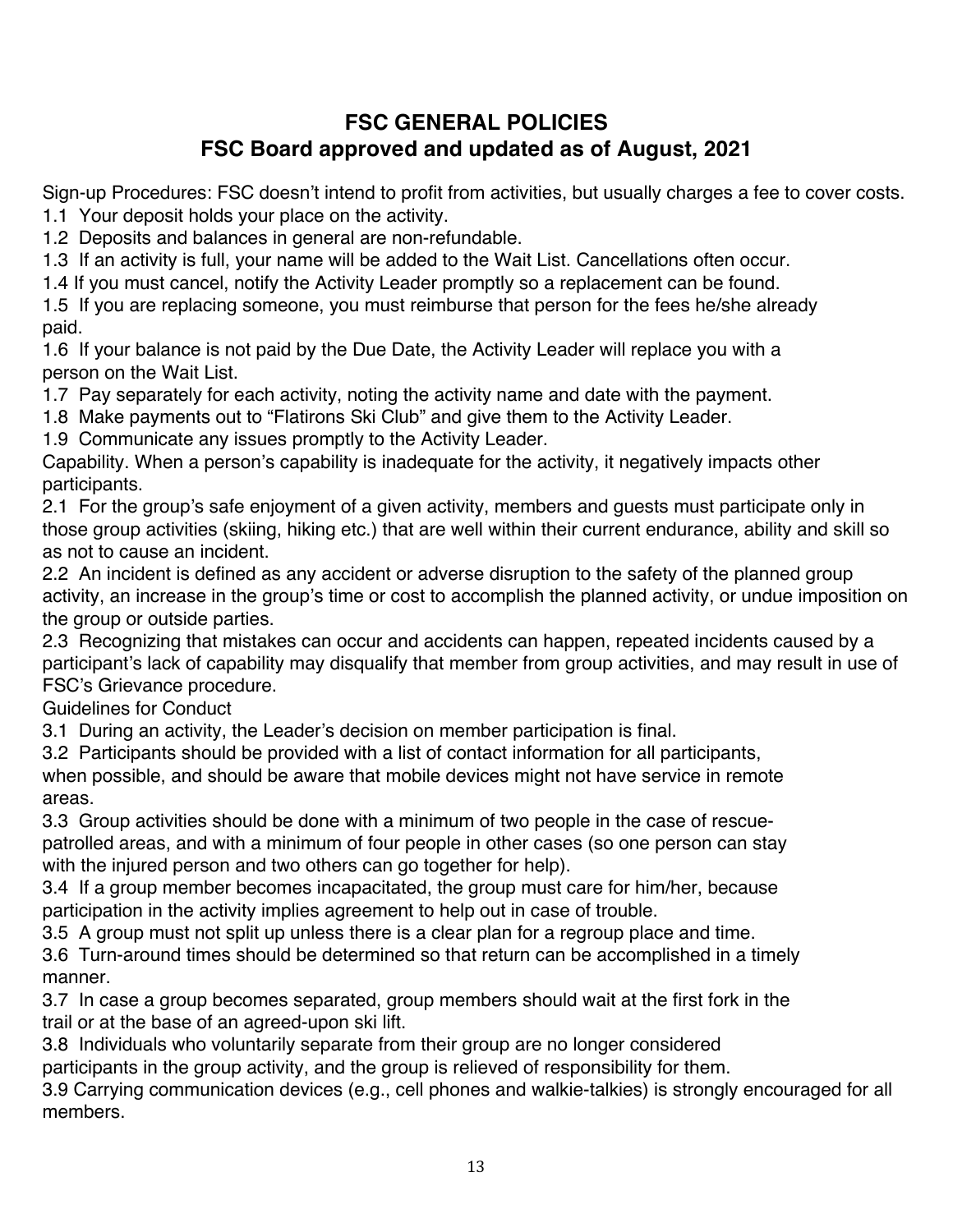# FSC GENERAL POLICIES
## FSC Board approved and updated as of August, 2021

Sign-up Procedures: FSC doesn't intend to profit from activities, but usually charges a fee to cover costs.

1.1 Your deposit holds your place on the activity.

1.2 Deposits and balances in general are non-refundable.

1.3 If an activity is full, your name will be added to the Wait List. Cancellations often occur.

1.4 If you must cancel, notify the Activity Leader promptly so a replacement can be found.

1.5 If you are replacing someone, you must reimburse that person for the fees he/she already paid.

1.6 If your balance is not paid by the Due Date, the Activity Leader will replace you with a person on the Wait List.

1.7 Pay separately for each activity, noting the activity name and date with the payment.

1.8 Make payments out to "Flatirons Ski Club" and give them to the Activity Leader.

1.9 Communicate any issues promptly to the Activity Leader.

Capability. When a person's capability is inadequate for the activity, it negatively impacts other participants.

2.1 For the group's safe enjoyment of a given activity, members and guests must participate only in those group activities (skiing, hiking etc.) that are well within their current endurance, ability and skill so as not to cause an incident.

2.2 An incident is defined as any accident or adverse disruption to the safety of the planned group activity, an increase in the group's time or cost to accomplish the planned activity, or undue imposition on the group or outside parties.

2.3 Recognizing that mistakes can occur and accidents can happen, repeated incidents caused by a participant's lack of capability may disqualify that member from group activities, and may result in use of FSC's Grievance procedure.

Guidelines for Conduct

3.1 During an activity, the Leader's decision on member participation is final.

3.2 Participants should be provided with a list of contact information for all participants, when possible, and should be aware that mobile devices might not have service in remote areas.

3.3 Group activities should be done with a minimum of two people in the case of rescue-patrolled areas, and with a minimum of four people in other cases (so one person can stay with the injured person and two others can go together for help).

3.4 If a group member becomes incapacitated, the group must care for him/her, because participation in the activity implies agreement to help out in case of trouble.

3.5 A group must not split up unless there is a clear plan for a regroup place and time.

3.6 Turn-around times should be determined so that return can be accomplished in a timely manner.

3.7 In case a group becomes separated, group members should wait at the first fork in the trail or at the base of an agreed-upon ski lift.

3.8 Individuals who voluntarily separate from their group are no longer considered participants in the group activity, and the group is relieved of responsibility for them.

3.9 Carrying communication devices (e.g., cell phones and walkie-talkies) is strongly encouraged for all members.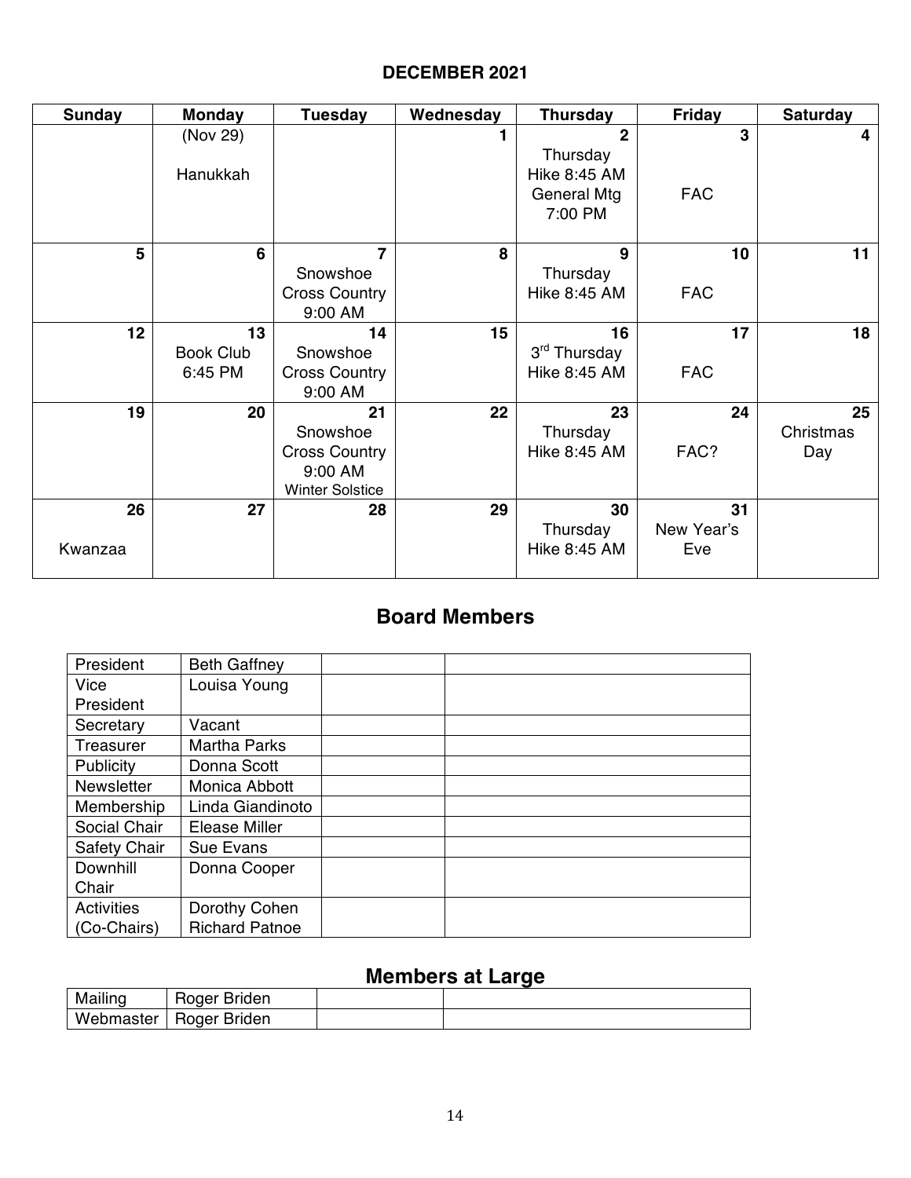## DECEMBER 2021

| Sunday | Monday | Tuesday | Wednesday | Thursday | Friday | Saturday |
|---|---|---|---|---|---|---|
| | (Nov 29) Hanukkah | | 1 | 2 Thursday Hike 8:45 AM General Mtg 7:00 PM | 3 FAC | 4 |
| 5 | 6 | 7 Snowshoe Cross Country 9:00 AM | 8 | 9 Thursday Hike 8:45 AM | 10 FAC | 11 |
| 12 | 13 Book Club 6:45 PM | 14 Snowshoe Cross Country 9:00 AM | 15 | 16 3rd Thursday Hike 8:45 AM | 17 FAC | 18 |
| 19 | 20 | 21 Snowshoe Cross Country 9:00 AM Winter Solstice | 22 | 23 Thursday Hike 8:45 AM | 24 FAC? | 25 Christmas Day |
| 26 Kwanzaa | 27 | 28 | 29 | 30 Thursday Hike 8:45 AM | 31 New Year's Eve | |

## Board Members

| | | | |
|---|---|---|---|
| President | Beth Gaffney | | |
| Vice President | Louisa Young | | |
| Secretary | Vacant | | |
| Treasurer | Martha Parks | | |
| Publicity | Donna Scott | | |
| Newsletter | Monica Abbott | | |
| Membership | Linda Giandinoto | | |
| Social Chair | Elease Miller | | |
| Safety Chair | Sue Evans | | |
| Downhill Chair | Donna Cooper | | |
| Activities (Co-Chairs) | Dorothy Cohen Richard Patnoe | | |

## Members at Large

| | | | |
|---|---|---|---|
| Mailing | Roger Briden | | |
| Webmaster | Roger Briden | | |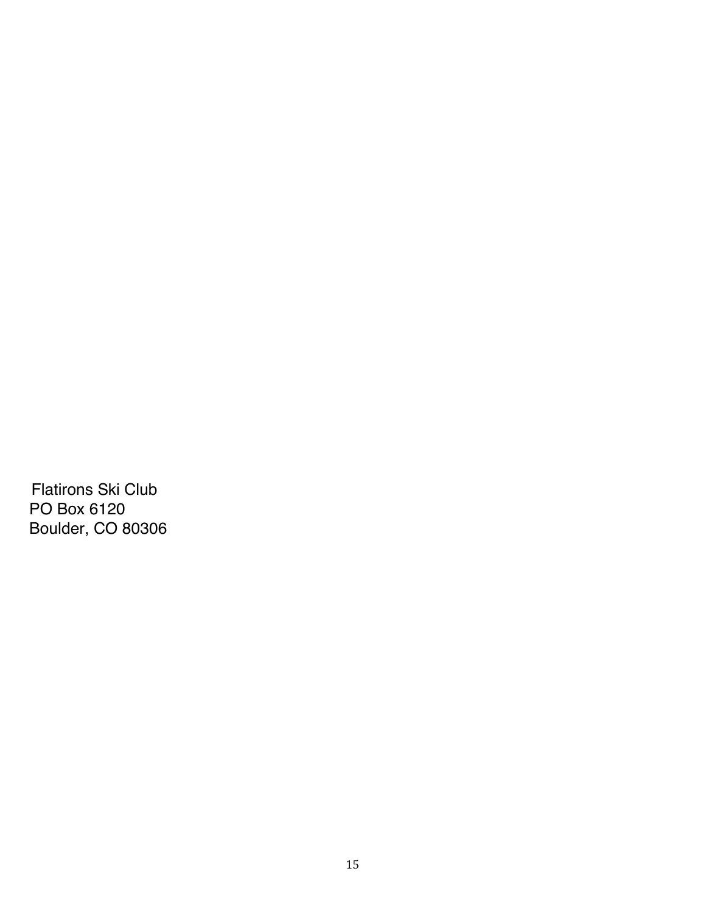Flatirons Ski Club
PO Box 6120
Boulder, CO 80306